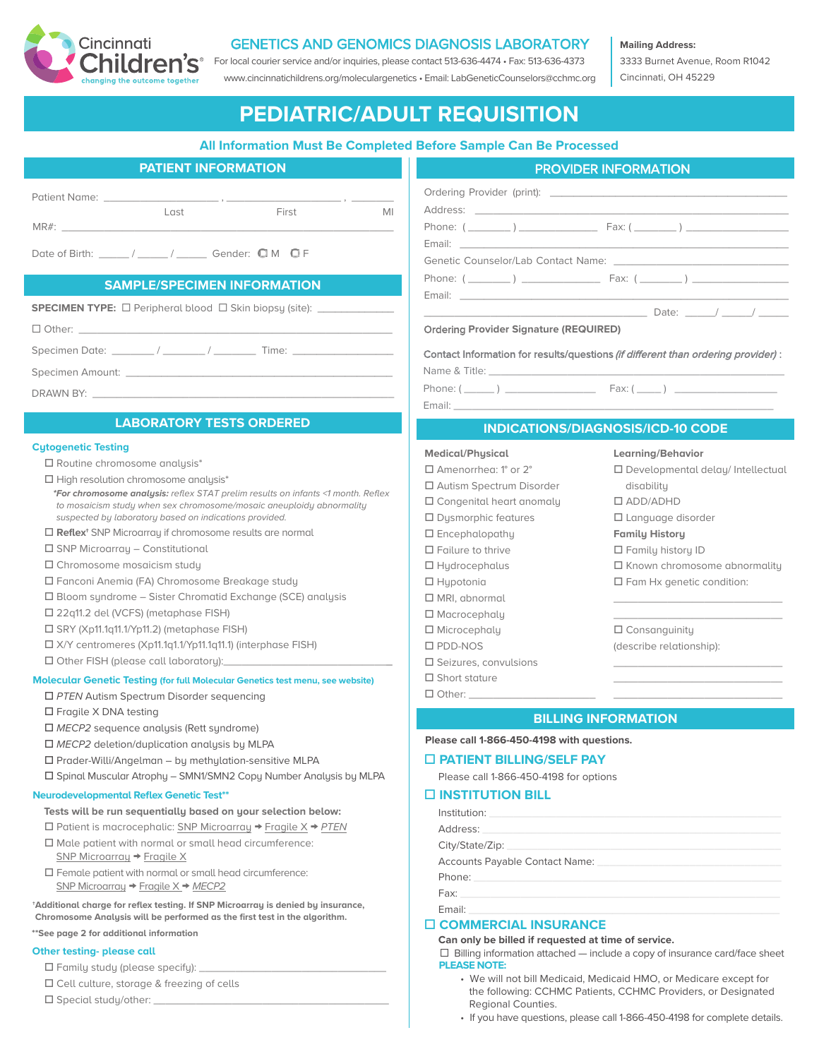Cincinnati Children's
changing the outcome together

# GENETICS AND GENOMICS DIAGNOSIS LABORATORY

For local courier service and/or inquiries, please contact 513-636-4474 • Fax: 513-636-4373

www.cincinnatichildrens.org/moleculargenetics • Email: LabGeneticCounselors@cchmc.org

**Mailing Address:**
3333 Burnet Avenue, Room R1042
Cincinnati, OH 45229

# PEDIATRIC/ADULT REQUISITION

**All Information Must Be Completed Before Sample Can Be Processed**

## PATIENT INFORMATION

Patient Name: ______________________ , ______________________ , ________
Last First MI

MR#: ____________________________________________

Date of Birth: _____ / _____ / _____ Gender: ☐ M ☐ F

## SAMPLE/SPECIMEN INFORMATION

**SPECIMEN TYPE:** ☐ Peripheral blood ☐ Skin biopsy (site): ____________

☐ Other: ____________________________________________

Specimen Date: ______ / ______ / ______ Time: ____________

Specimen Amount: ____________________________________________

DRAWN BY: ____________________________________________

## LABORATORY TESTS ORDERED

### Cytogenetic Testing

- ☐ Routine chromosome analysis*
- ☐ High resolution chromosome analysis*

*\*For chromosome analysis: reflex STAT prelim results on infants <1 month. Reflex to mosaicism study when sex chromosome/mosaic aneuploidy abnormality suspected by laboratory based on indications provided.*

- ☐ **Reflex†** SNP Microarray if chromosome results are normal
- ☐ SNP Microarray – Constitutional
- ☐ Chromosome mosaicism study
- ☐ Fanconi Anemia (FA) Chromosome Breakage study
- ☐ Bloom syndrome – Sister Chromatid Exchange (SCE) analysis
- ☐ 22q11.2 del (VCFS) (metaphase FISH)
- ☐ SRY (Xp11.1q11.1/Yp11.2) (metaphase FISH)
- ☐ X/Y centromeres (Xp11.1q11.1/Yp11.1q11.1) (interphase FISH)
- ☐ Other FISH (please call laboratory): ____________________

### Molecular Genetic Testing (for full Molecular Genetics test menu, see website)

- ☐ *PTEN* Autism Spectrum Disorder sequencing
- ☐ Fragile X DNA testing
- ☐ *MECP2* sequence analysis (Rett syndrome)
- ☐ *MECP2* deletion/duplication analysis by MLPA
- ☐ Prader-Willi/Angelman – by methylation-sensitive MLPA
- ☐ Spinal Muscular Atrophy – SMN1/SMN2 Copy Number Analysis by MLPA

### Neurodevelopmental Reflex Genetic Test**

**Tests will be run sequentially based on your selection below:**

- ☐ Patient is macrocephalic: SNP Microarray → Fragile X → *PTEN*
- ☐ Male patient with normal or small head circumference: SNP Microarray → Fragile X
- ☐ Female patient with normal or small head circumference: SNP Microarray → Fragile X → *MECP2*

**†Additional charge for reflex testing. If SNP Microarray is denied by insurance, Chromosome Analysis will be performed as the first test in the algorithm.**

****See page 2 for additional information**

### Other testing- please call

- ☐ Family study (please specify): ____________________
- ☐ Cell culture, storage & freezing of cells
- ☐ Special study/other: ____________________

## PROVIDER INFORMATION

Ordering Provider (print): ____________________________________________

Address: ____________________________________________

Phone: ( ______ ) ____________ Fax: ( ______ ) ____________

Email: ____________________________________________

Genetic Counselor/Lab Contact Name: ____________________________________________

Phone: ( ______ ) ____________ Fax: ( ______ ) ____________

Email: ____________________________________________

____________________________________________ Date: _____ / _____ / _____

**Ordering Provider Signature (REQUIRED)**

Contact Information for results/questions *(if different than ordering provider)*:

Name & Title: ____________________________________________

Phone: ( _____ ) ____________ Fax: ( _____ ) ____________

Email: ____________________________________________

## INDICATIONS/DIAGNOSIS/ICD-10 CODE

**Medical/Physical**

- ☐ Amenorrhea: 1° or 2°
- ☐ Autism Spectrum Disorder
- ☐ Congenital heart anomaly
- ☐ Dysmorphic features
- ☐ Encephalopathy
- ☐ Failure to thrive
- ☐ Hydrocephalus
- ☐ Hypotonia
- ☐ MRI, abnormal
- ☐ Macrocephaly
- ☐ Microcephaly
- ☐ PDD-NOS
- ☐ Seizures, convulsions
- ☐ Short stature
- ☐ Other: ____________________

**Learning/Behavior**

- ☐ Developmental delay/ Intellectual disability
- ☐ ADD/ADHD
- ☐ Language disorder

**Family History**

- ☐ Family history ID
- ☐ Known chromosome abnormality
- ☐ Fam Hx genetic condition: ____________________
- ☐ Consanguinity (describe relationship): ____________________

## BILLING INFORMATION

**Please call 1-866-450-4198 with questions.**

### ☐ PATIENT BILLING/SELF PAY

Please call 1-866-450-4198 for options

### ☐ INSTITUTION BILL

Institution: ____________________________________________

Address: ____________________________________________

City/State/Zip: ____________________________________________

Accounts Payable Contact Name: ____________________________________________

Phone: ____________________________________________

Fax: ____________________________________________

Email: ____________________________________________

### ☐ COMMERCIAL INSURANCE

**Can only be billed if requested at time of service.**

☐ Billing information attached — include a copy of insurance card/face sheet

**PLEASE NOTE:**

- We will not bill Medicaid, Medicaid HMO, or Medicare except for the following: CCHMC Patients, CCHMC Providers, or Designated Regional Counties.
- If you have questions, please call 1-866-450-4198 for complete details.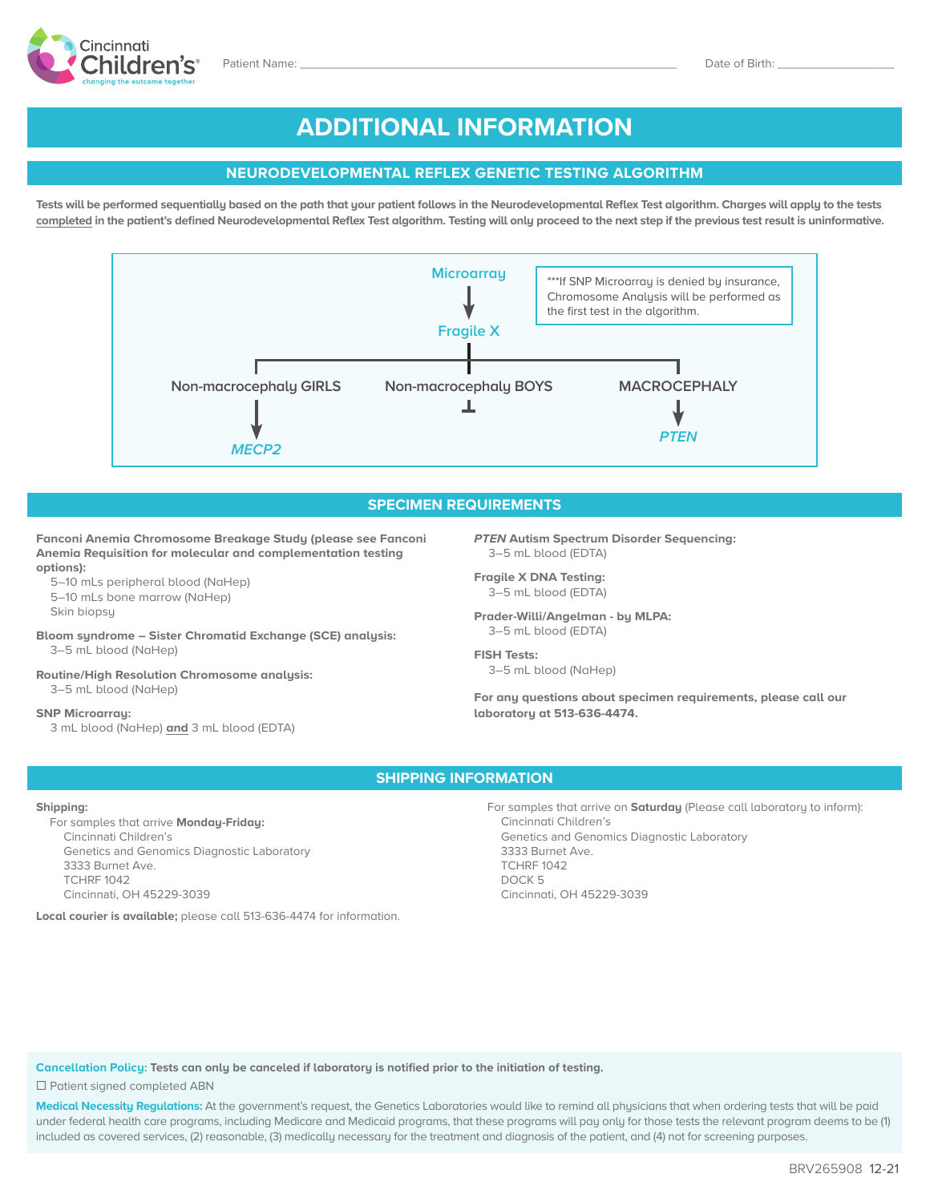Patient Name: ______________________________ Date of Birth: ________________

# ADDITIONAL INFORMATION

## NEURODEVELOPMENTAL REFLEX GENETIC TESTING ALGORITHM

**Tests will be performed sequentially based on the path that your patient follows in the Neurodevelopmental Reflex Test algorithm. Charges will apply to the tests completed in the patient's defined Neurodevelopmental Reflex Test algorithm. Testing will only proceed to the next step if the previous test result is uninformative.**

Microarray

Fragile X

Non-macrocephaly GIRLS

*MECP2*

Non-macrocephaly BOYS

MACROCEPHALY

*PTEN*

***If SNP Microarray is denied by insurance, Chromosome Analysis will be performed as the first test in the algorithm.

## SPECIMEN REQUIREMENTS

**Fanconi Anemia Chromosome Breakage Study (please see Fanconi Anemia Requisition for molecular and complementation testing options):**
- 5–10 mLs peripheral blood (NaHep)
- 5–10 mLs bone marrow (NaHep)
- Skin biopsy

**Bloom syndrome – Sister Chromatid Exchange (SCE) analysis:**
- 3–5 mL blood (NaHep)

**Routine/High Resolution Chromosome analysis:**
- 3–5 mL blood (NaHep)

**SNP Microarray:**
- 3 mL blood (NaHep) **and** 3 mL blood (EDTA)

***PTEN* Autism Spectrum Disorder Sequencing:**
- 3–5 mL blood (EDTA)

**Fragile X DNA Testing:**
- 3–5 mL blood (EDTA)

**Prader-Willi/Angelman - by MLPA:**
- 3–5 mL blood (EDTA)

**FISH Tests:**
- 3–5 mL blood (NaHep)

**For any questions about specimen requirements, please call our laboratory at 513-636-4474.**

## SHIPPING INFORMATION

**Shipping:**

For samples that arrive **Monday-Friday:**
Cincinnati Children's
Genetics and Genomics Diagnostic Laboratory
3333 Burnet Ave.
TCHRF 1042
Cincinnati, OH 45229-3039

**Local courier is available;** please call 513-636-4474 for information.

For samples that arrive on **Saturday** (Please call laboratory to inform):
Cincinnati Children's
Genetics and Genomics Diagnostic Laboratory
3333 Burnet Ave.
TCHRF 1042
DOCK 5
Cincinnati, OH 45229-3039

**Cancellation Policy: Tests can only be canceled if laboratory is notified prior to the initiation of testing.**

☐ Patient signed completed ABN

**Medical Necessity Regulations:** At the government's request, the Genetics Laboratories would like to remind all physicians that when ordering tests that will be paid under federal health care programs, including Medicare and Medicaid programs, that these programs will pay only for those tests the relevant program deems to be (1) included as covered services, (2) reasonable, (3) medically necessary for the treatment and diagnosis of the patient, and (4) not for screening purposes.

BRV265908 12-21